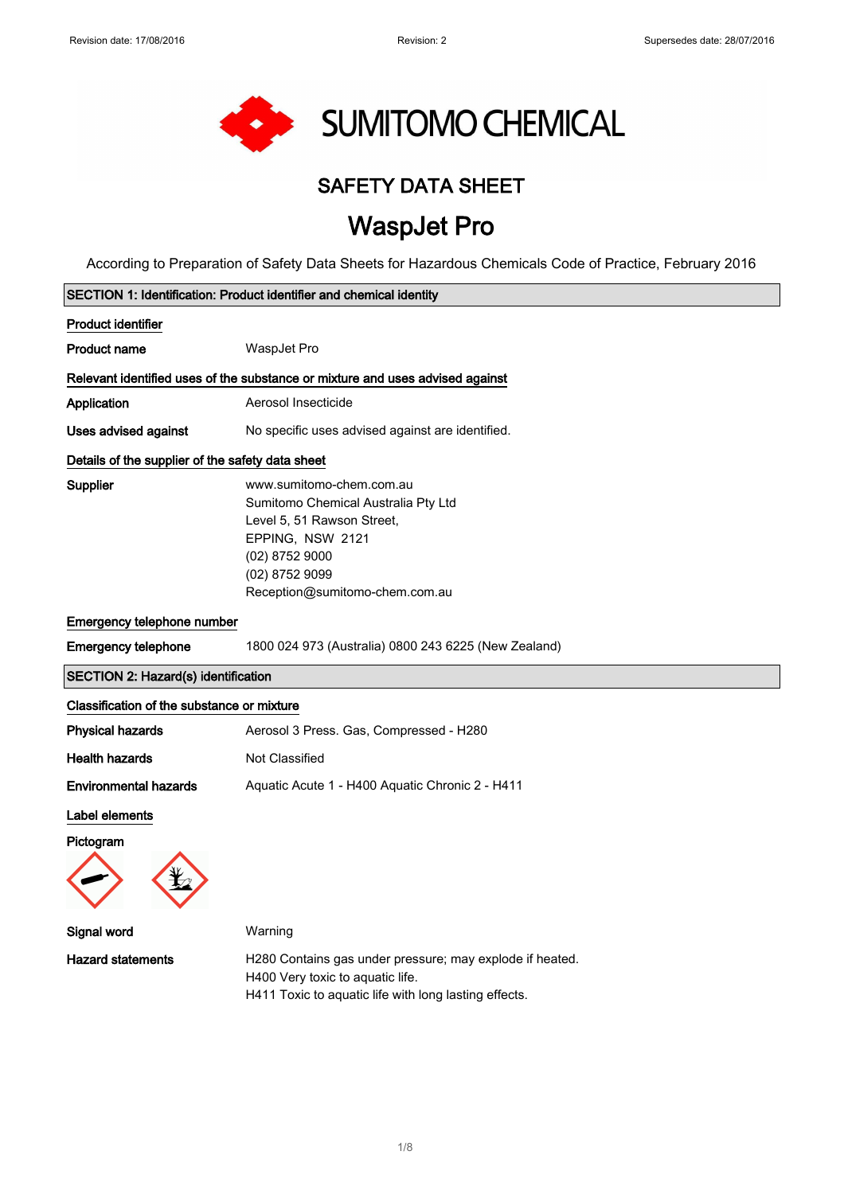SUMITOMO CHEMICAL

# SAFETY DATA SHEET

# WaspJet Pro

According to Preparation of Safety Data Sheets for Hazardous Chemicals Code of Practice, February 2016

## SECTION 1: Identification: Product identifier and chemical identity

### Product identifier

**Product name** WaspJet Pro

### Relevant identified uses of the substance or mixture and uses advised against

**Application** Aerosol Insecticide

**Uses advised against** No specific uses advised against are identified.

### Details of the supplier of the safety data sheet

**Supplier**
www.sumitomo-chem.com.au
Sumitomo Chemical Australia Pty Ltd
Level 5, 51 Rawson Street,
EPPING, NSW 2121
(02) 8752 9000
(02) 8752 9099
Reception@sumitomo-chem.com.au

### Emergency telephone number

**Emergency telephone** 1800 024 973 (Australia) 0800 243 6225 (New Zealand)

## SECTION 2: Hazard(s) identification

### Classification of the substance or mixture

**Physical hazards** Aerosol 3 Press. Gas, Compressed - H280

**Health hazards** Not Classified

**Environmental hazards** Aquatic Acute 1 - H400 Aquatic Chronic 2 - H411

### Label elements

**Pictogram**

**Signal word** Warning

**Hazard statements**
H280 Contains gas under pressure; may explode if heated.
H400 Very toxic to aquatic life.
H411 Toxic to aquatic life with long lasting effects.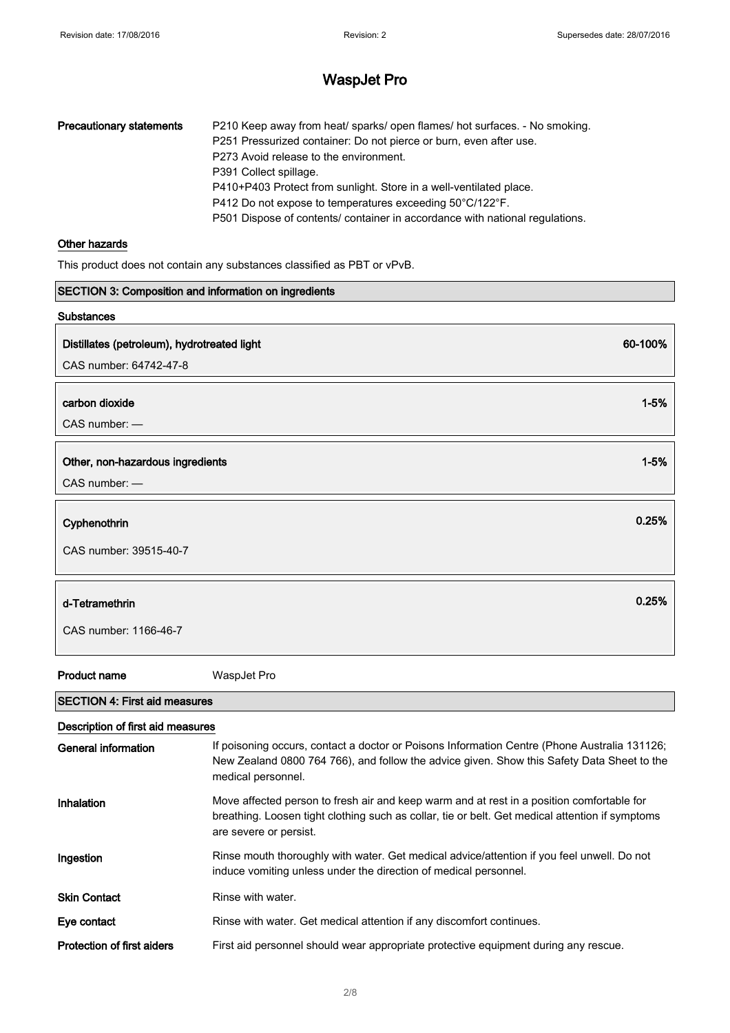# WaspJet Pro

| | |
|---|---|
| **Precautionary statements** | P210 Keep away from heat/ sparks/ open flames/ hot surfaces. - No smoking.<br>P251 Pressurized container: Do not pierce or burn, even after use.<br>P273 Avoid release to the environment.<br>P391 Collect spillage.<br>P410+P403 Protect from sunlight. Store in a well-ventilated place.<br>P412 Do not expose to temperatures exceeding 50°C/122°F.<br>P501 Dispose of contents/ container in accordance with national regulations. |

**Other hazards**

This product does not contain any substances classified as PBT or vPvB.

## SECTION 3: Composition and information on ingredients

**Substances**

| | |
|---|---|
| **Distillates (petroleum), hydrotreated light**<br>CAS number: 64742-47-8 | **60-100%** |
| **carbon dioxide**<br>CAS number: — | **1-5%** |
| **Other, non-hazardous ingredients**<br>CAS number: — | **1-5%** |
| **Cyphenothrin**<br>CAS number: 39515-40-7 | **0.25%** |
| **d-Tetramethrin**<br>CAS number: 1166-46-7 | **0.25%** |

**Product name** WaspJet Pro

## SECTION 4: First aid measures

**Description of first aid measures**

| | |
|---|---|
| **General information** | If poisoning occurs, contact a doctor or Poisons Information Centre (Phone Australia 131126; New Zealand 0800 764 766), and follow the advice given. Show this Safety Data Sheet to the medical personnel. |
| **Inhalation** | Move affected person to fresh air and keep warm and at rest in a position comfortable for breathing. Loosen tight clothing such as collar, tie or belt. Get medical attention if symptoms are severe or persist. |
| **Ingestion** | Rinse mouth thoroughly with water. Get medical advice/attention if you feel unwell. Do not induce vomiting unless under the direction of medical personnel. |
| **Skin Contact** | Rinse with water. |
| **Eye contact** | Rinse with water. Get medical attention if any discomfort continues. |
| **Protection of first aiders** | First aid personnel should wear appropriate protective equipment during any rescue. |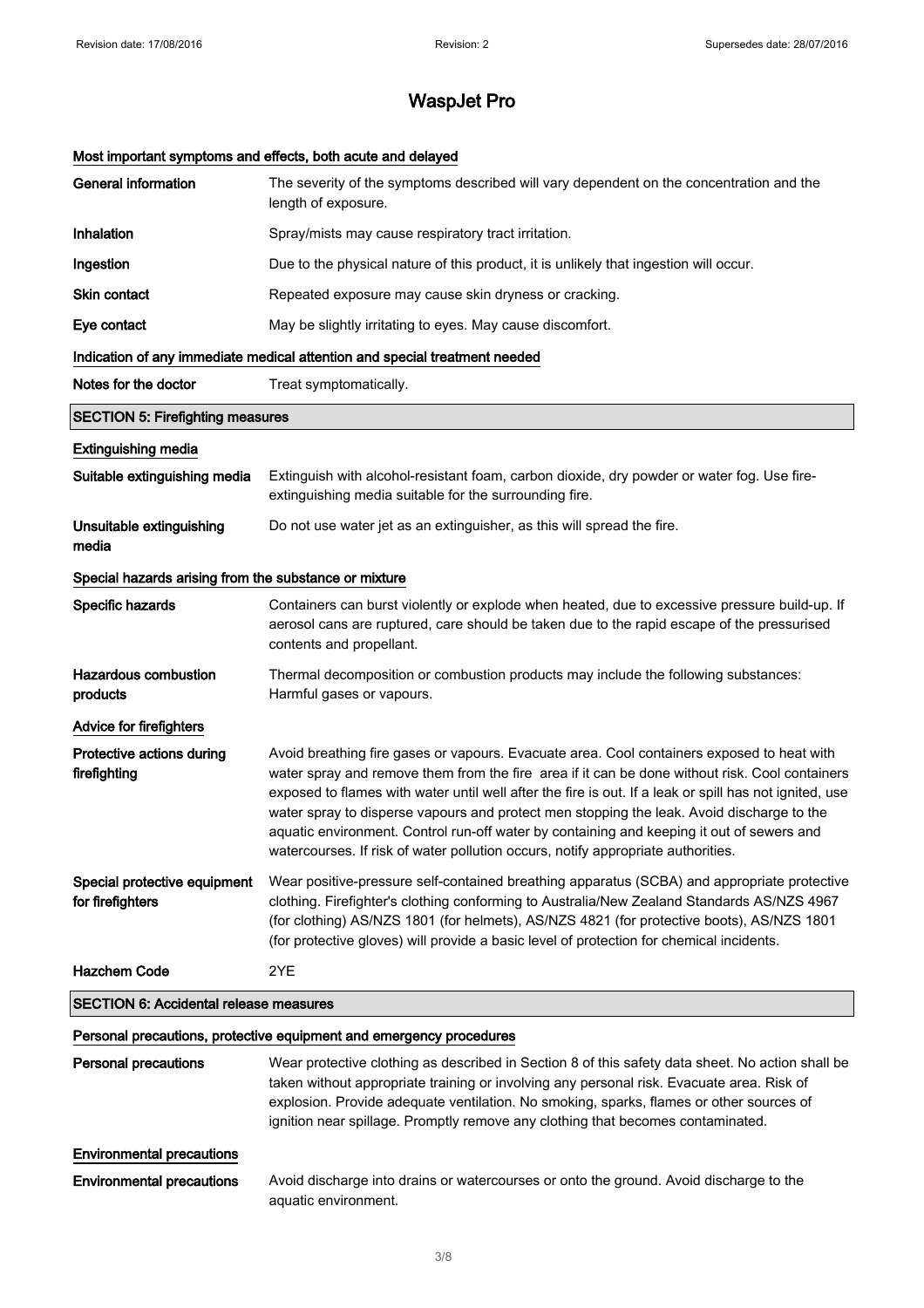# WaspJet Pro

### Most important symptoms and effects, both acute and delayed

**General information** The severity of the symptoms described will vary dependent on the concentration and the length of exposure.

**Inhalation** Spray/mists may cause respiratory tract irritation.

**Ingestion** Due to the physical nature of this product, it is unlikely that ingestion will occur.

**Skin contact** Repeated exposure may cause skin dryness or cracking.

**Eye contact** May be slightly irritating to eyes. May cause discomfort.

### Indication of any immediate medical attention and special treatment needed

**Notes for the doctor** Treat symptomatically.

## SECTION 5: Firefighting measures

### Extinguishing media

**Suitable extinguishing media** Extinguish with alcohol-resistant foam, carbon dioxide, dry powder or water fog. Use fire-extinguishing media suitable for the surrounding fire.

**Unsuitable extinguishing media** Do not use water jet as an extinguisher, as this will spread the fire.

### Special hazards arising from the substance or mixture

**Specific hazards** Containers can burst violently or explode when heated, due to excessive pressure build-up. If aerosol cans are ruptured, care should be taken due to the rapid escape of the pressurised contents and propellant.

**Hazardous combustion products** Thermal decomposition or combustion products may include the following substances: Harmful gases or vapours.

### Advice for firefighters

**Protective actions during firefighting** Avoid breathing fire gases or vapours. Evacuate area. Cool containers exposed to heat with water spray and remove them from the fire area if it can be done without risk. Cool containers exposed to flames with water until well after the fire is out. If a leak or spill has not ignited, use water spray to disperse vapours and protect men stopping the leak. Avoid discharge to the aquatic environment. Control run-off water by containing and keeping it out of sewers and watercourses. If risk of water pollution occurs, notify appropriate authorities.

**Special protective equipment for firefighters** Wear positive-pressure self-contained breathing apparatus (SCBA) and appropriate protective clothing. Firefighter's clothing conforming to Australia/New Zealand Standards AS/NZS 4967 (for clothing) AS/NZS 1801 (for helmets), AS/NZS 4821 (for protective boots), AS/NZS 1801 (for protective gloves) will provide a basic level of protection for chemical incidents.

**Hazchem Code** 2YE

## SECTION 6: Accidental release measures

### Personal precautions, protective equipment and emergency procedures

**Personal precautions** Wear protective clothing as described in Section 8 of this safety data sheet. No action shall be taken without appropriate training or involving any personal risk. Evacuate area. Risk of explosion. Provide adequate ventilation. No smoking, sparks, flames or other sources of ignition near spillage. Promptly remove any clothing that becomes contaminated.

### Environmental precautions

**Environmental precautions** Avoid discharge into drains or watercourses or onto the ground. Avoid discharge to the aquatic environment.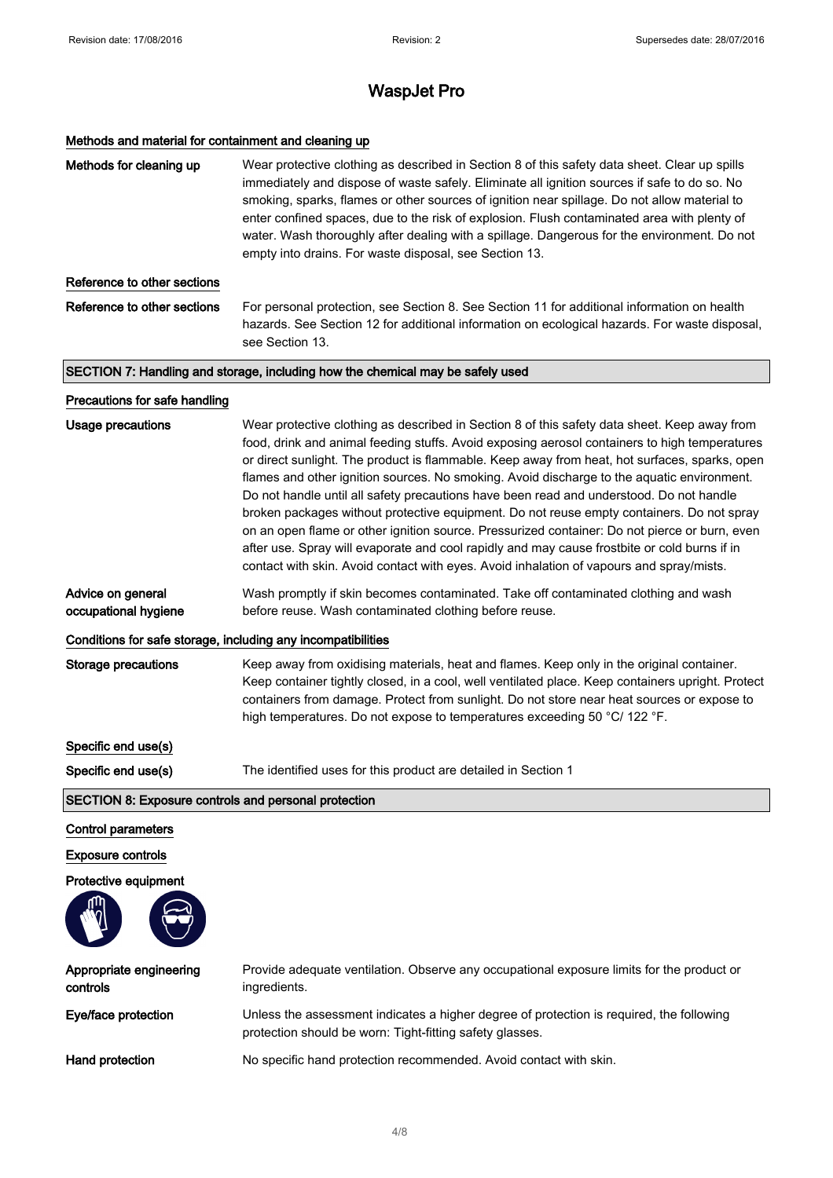# WaspJet Pro

### Methods and material for containment and cleaning up

**Methods for cleaning up**

Wear protective clothing as described in Section 8 of this safety data sheet. Clear up spills immediately and dispose of waste safely. Eliminate all ignition sources if safe to do so. No smoking, sparks, flames or other sources of ignition near spillage. Do not allow material to enter confined spaces, due to the risk of explosion. Flush contaminated area with plenty of water. Wash thoroughly after dealing with a spillage. Dangerous for the environment. Do not empty into drains. For waste disposal, see Section 13.

### Reference to other sections

**Reference to other sections**

For personal protection, see Section 8. See Section 11 for additional information on health hazards. See Section 12 for additional information on ecological hazards. For waste disposal, see Section 13.

## SECTION 7: Handling and storage, including how the chemical may be safely used

### Precautions for safe handling

**Usage precautions**

Wear protective clothing as described in Section 8 of this safety data sheet. Keep away from food, drink and animal feeding stuffs. Avoid exposing aerosol containers to high temperatures or direct sunlight. The product is flammable. Keep away from heat, hot surfaces, sparks, open flames and other ignition sources. No smoking. Avoid discharge to the aquatic environment. Do not handle until all safety precautions have been read and understood. Do not handle broken packages without protective equipment. Do not reuse empty containers. Do not spray on an open flame or other ignition source. Pressurized container: Do not pierce or burn, even after use. Spray will evaporate and cool rapidly and may cause frostbite or cold burns if in contact with skin. Avoid contact with eyes. Avoid inhalation of vapours and spray/mists.

**Advice on general occupational hygiene**

Wash promptly if skin becomes contaminated. Take off contaminated clothing and wash before reuse. Wash contaminated clothing before reuse.

### Conditions for safe storage, including any incompatibilities

**Storage precautions**

Keep away from oxidising materials, heat and flames. Keep only in the original container. Keep container tightly closed, in a cool, well ventilated place. Keep containers upright. Protect containers from damage. Protect from sunlight. Do not store near heat sources or expose to high temperatures. Do not expose to temperatures exceeding 50 °C/ 122 °F.

### Specific end use(s)

**Specific end use(s)**

The identified uses for this product are detailed in Section 1

## SECTION 8: Exposure controls and personal protection

### Control parameters

### Exposure controls

### Protective equipment

**Appropriate engineering controls**

Provide adequate ventilation. Observe any occupational exposure limits for the product or ingredients.

**Eye/face protection**

Unless the assessment indicates a higher degree of protection is required, the following protection should be worn: Tight-fitting safety glasses.

**Hand protection**

No specific hand protection recommended. Avoid contact with skin.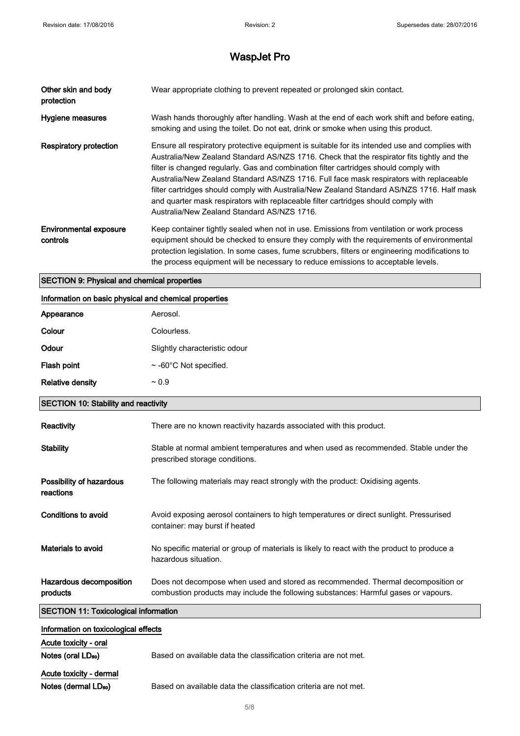| | |
|---|---|
| Other skin and body protection | Wear appropriate clothing to prevent repeated or prolonged skin contact. |
| Hygiene measures | Wash hands thoroughly after handling. Wash at the end of each work shift and before eating, smoking and using the toilet. Do not eat, drink or smoke when using this product. |
| Respiratory protection | Ensure all respiratory protective equipment is suitable for its intended use and complies with Australia/New Zealand Standard AS/NZS 1716. Check that the respirator fits tightly and the filter is changed regularly. Gas and combination filter cartridges should comply with Australia/New Zealand Standard AS/NZS 1716. Full face mask respirators with replaceable filter cartridges should comply with Australia/New Zealand Standard AS/NZS 1716. Half mask and quarter mask respirators with replaceable filter cartridges should comply with Australia/New Zealand Standard AS/NZS 1716. |
| Environmental exposure controls | Keep container tightly sealed when not in use. Emissions from ventilation or work process equipment should be checked to ensure they comply with the requirements of environmental protection legislation. In some cases, fume scrubbers, filters or engineering modifications to the process equipment will be necessary to reduce emissions to acceptable levels. |

## SECTION 9: Physical and chemical properties

### Information on basic physical and chemical properties

| | |
|---|---|
| **Appearance** | Aerosol. |
| **Colour** | Colourless. |
| **Odour** | Slightly characteristic odour |
| **Flash point** | ~ -60°C Not specified. |
| **Relative density** | ~ 0.9 |

## SECTION 10: Stability and reactivity

| | |
|---|---|
| **Reactivity** | There are no known reactivity hazards associated with this product. |
| **Stability** | Stable at normal ambient temperatures and when used as recommended. Stable under the prescribed storage conditions. |
| **Possibility of hazardous reactions** | The following materials may react strongly with the product: Oxidising agents. |
| **Conditions to avoid** | Avoid exposing aerosol containers to high temperatures or direct sunlight. Pressurised container: may burst if heated |
| **Materials to avoid** | No specific material or group of materials is likely to react with the product to produce a hazardous situation. |
| **Hazardous decomposition products** | Does not decompose when used and stored as recommended. Thermal decomposition or combustion products may include the following substances: Harmful gases or vapours. |

## SECTION 11: Toxicological information

### Information on toxicological effects

**Acute toxicity - oral**

| | |
|---|---|
| **Notes (oral $LD_{50}$)** | Based on available data the classification criteria are not met. |

**Acute toxicity - dermal**

| | |
|---|---|
| **Notes (dermal $LD_{50}$)** | Based on available data the classification criteria are not met. |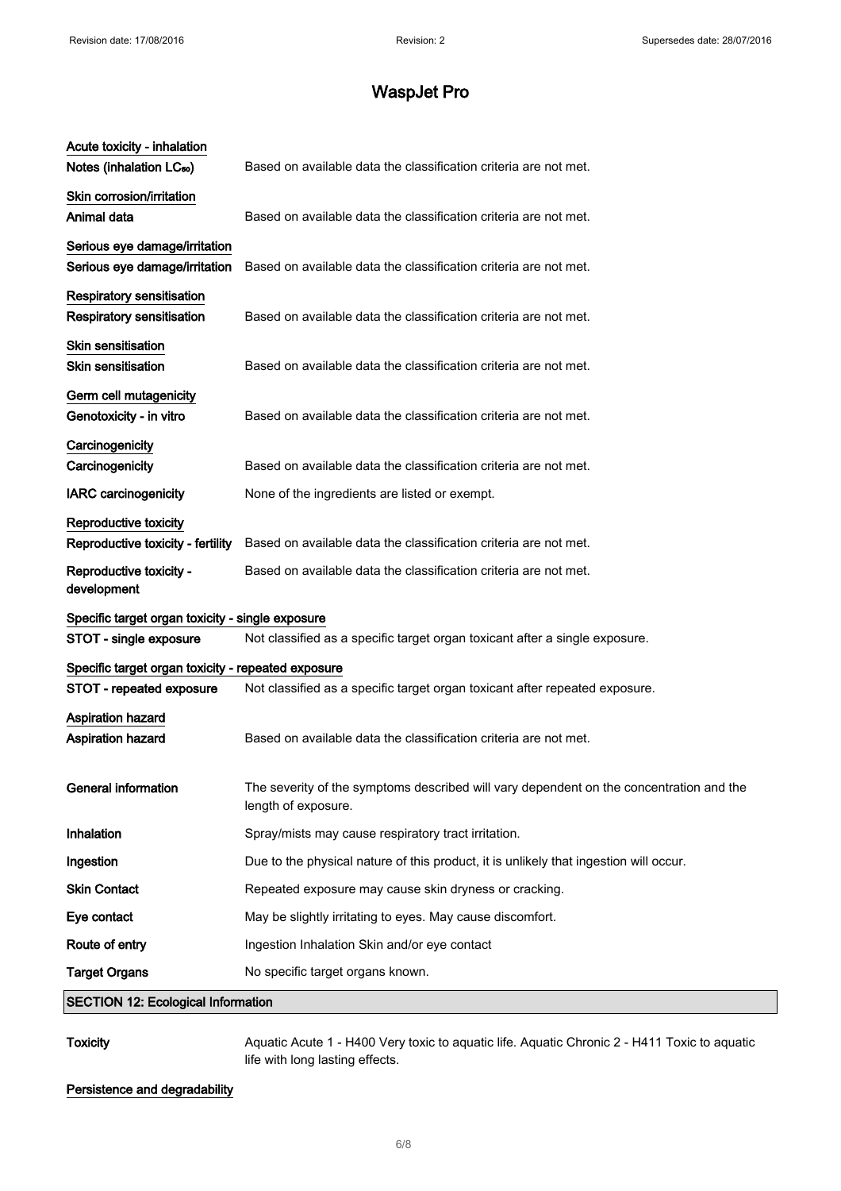# WaspJet Pro

**Acute toxicity - inhalation**

| | |
|---|---|
| **Notes (inhalation $LC_{50}$)** | Based on available data the classification criteria are not met. |

**Skin corrosion/irritation**

| | |
|---|---|
| **Animal data** | Based on available data the classification criteria are not met. |

**Serious eye damage/irritation**

| | |
|---|---|
| **Serious eye damage/irritation** | Based on available data the classification criteria are not met. |

**Respiratory sensitisation**

| | |
|---|---|
| **Respiratory sensitisation** | Based on available data the classification criteria are not met. |

**Skin sensitisation**

| | |
|---|---|
| **Skin sensitisation** | Based on available data the classification criteria are not met. |

**Germ cell mutagenicity**

| | |
|---|---|
| **Genotoxicity - in vitro** | Based on available data the classification criteria are not met. |

**Carcinogenicity**

| | |
|---|---|
| **Carcinogenicity** | Based on available data the classification criteria are not met. |
| **IARC carcinogenicity** | None of the ingredients are listed or exempt. |

**Reproductive toxicity**

| | |
|---|---|
| **Reproductive toxicity - fertility** | Based on available data the classification criteria are not met. |
| **Reproductive toxicity - development** | Based on available data the classification criteria are not met. |

**Specific target organ toxicity - single exposure**

| | |
|---|---|
| **STOT - single exposure** | Not classified as a specific target organ toxicant after a single exposure. |

**Specific target organ toxicity - repeated exposure**

| | |
|---|---|
| **STOT - repeated exposure** | Not classified as a specific target organ toxicant after repeated exposure. |

**Aspiration hazard**

| | |
|---|---|
| **Aspiration hazard** | Based on available data the classification criteria are not met. |

| | |
|---|---|
| **General information** | The severity of the symptoms described will vary dependent on the concentration and the length of exposure. |
| **Inhalation** | Spray/mists may cause respiratory tract irritation. |
| **Ingestion** | Due to the physical nature of this product, it is unlikely that ingestion will occur. |
| **Skin Contact** | Repeated exposure may cause skin dryness or cracking. |
| **Eye contact** | May be slightly irritating to eyes. May cause discomfort. |
| **Route of entry** | Ingestion Inhalation Skin and/or eye contact |
| **Target Organs** | No specific target organs known. |

## SECTION 12: Ecological Information

| | |
|---|---|
| **Toxicity** | Aquatic Acute 1 - H400 Very toxic to aquatic life. Aquatic Chronic 2 - H411 Toxic to aquatic life with long lasting effects. |

**Persistence and degradability**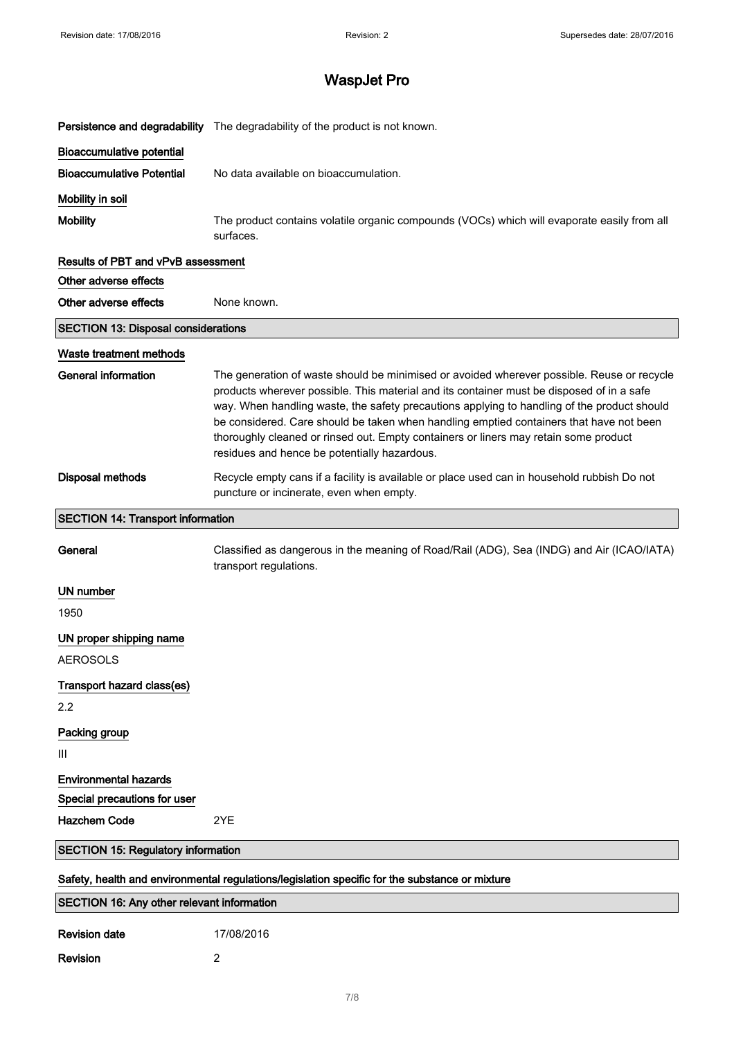# WaspJet Pro

**Persistence and degradability** The degradability of the product is not known.

**Bioaccumulative potential**

**Bioaccumulative Potential** No data available on bioaccumulation.

**Mobility in soil**

**Mobility** The product contains volatile organic compounds (VOCs) which will evaporate easily from all surfaces.

**Results of PBT and vPvB assessment**

**Other adverse effects**

**Other adverse effects** None known.

## SECTION 13: Disposal considerations

**Waste treatment methods**

**General information** The generation of waste should be minimised or avoided wherever possible. Reuse or recycle products wherever possible. This material and its container must be disposed of in a safe way. When handling waste, the safety precautions applying to handling of the product should be considered. Care should be taken when handling emptied containers that have not been thoroughly cleaned or rinsed out. Empty containers or liners may retain some product residues and hence be potentially hazardous.

**Disposal methods** Recycle empty cans if a facility is available or place used can in household rubbish Do not puncture or incinerate, even when empty.

## SECTION 14: Transport information

**General** Classified as dangerous in the meaning of Road/Rail (ADG), Sea (INDG) and Air (ICAO/IATA) transport regulations.

**UN number**

1950

**UN proper shipping name**

AEROSOLS

**Transport hazard class(es)**

2.2

**Packing group**

III

**Environmental hazards**

**Special precautions for user**

**Hazchem Code** 2YE

## SECTION 15: Regulatory information

**Safety, health and environmental regulations/legislation specific for the substance or mixture**

## SECTION 16: Any other relevant information

**Revision date** 17/08/2016

**Revision** 2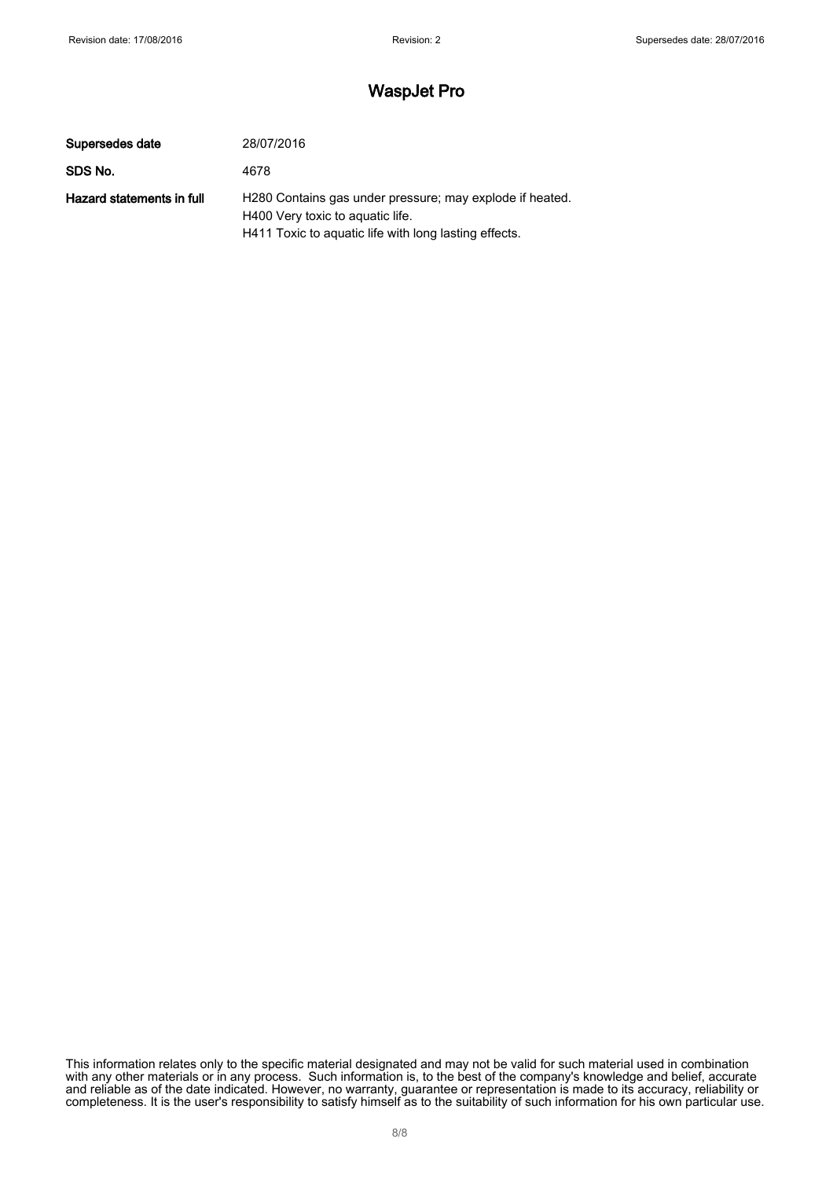# WaspJet Pro

| | |
|---|---|
| **Supersedes date** | 28/07/2016 |
| **SDS No.** | 4678 |
| **Hazard statements in full** | H280 Contains gas under pressure; may explode if heated.<br>H400 Very toxic to aquatic life.<br>H411 Toxic to aquatic life with long lasting effects. |

This information relates only to the specific material designated and may not be valid for such material used in combination with any other materials or in any process. Such information is, to the best of the company's knowledge and belief, accurate and reliable as of the date indicated. However, no warranty, guarantee or representation is made to its accuracy, reliability or completeness. It is the user's responsibility to satisfy himself as to the suitability of such information for his own particular use.